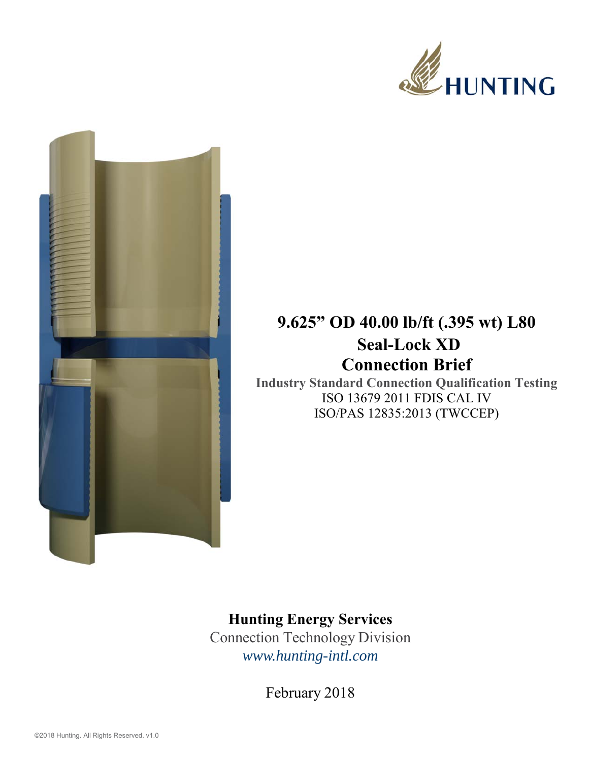HUNTING

# 9.625" OD 40.00 lb/ft (.395 wt) L80

# Seal-Lock XD

# Connection Brief

**Industry Standard Connection Qualification Testing**

ISO 13679 2011 FDIS CAL IV

ISO/PAS 12835:2013 (TWCCEP)

**Hunting Energy Services**

Connection Technology Division

*www.hunting-intl.com*

February 2018

©2018 Hunting. All Rights Reserved. v1.0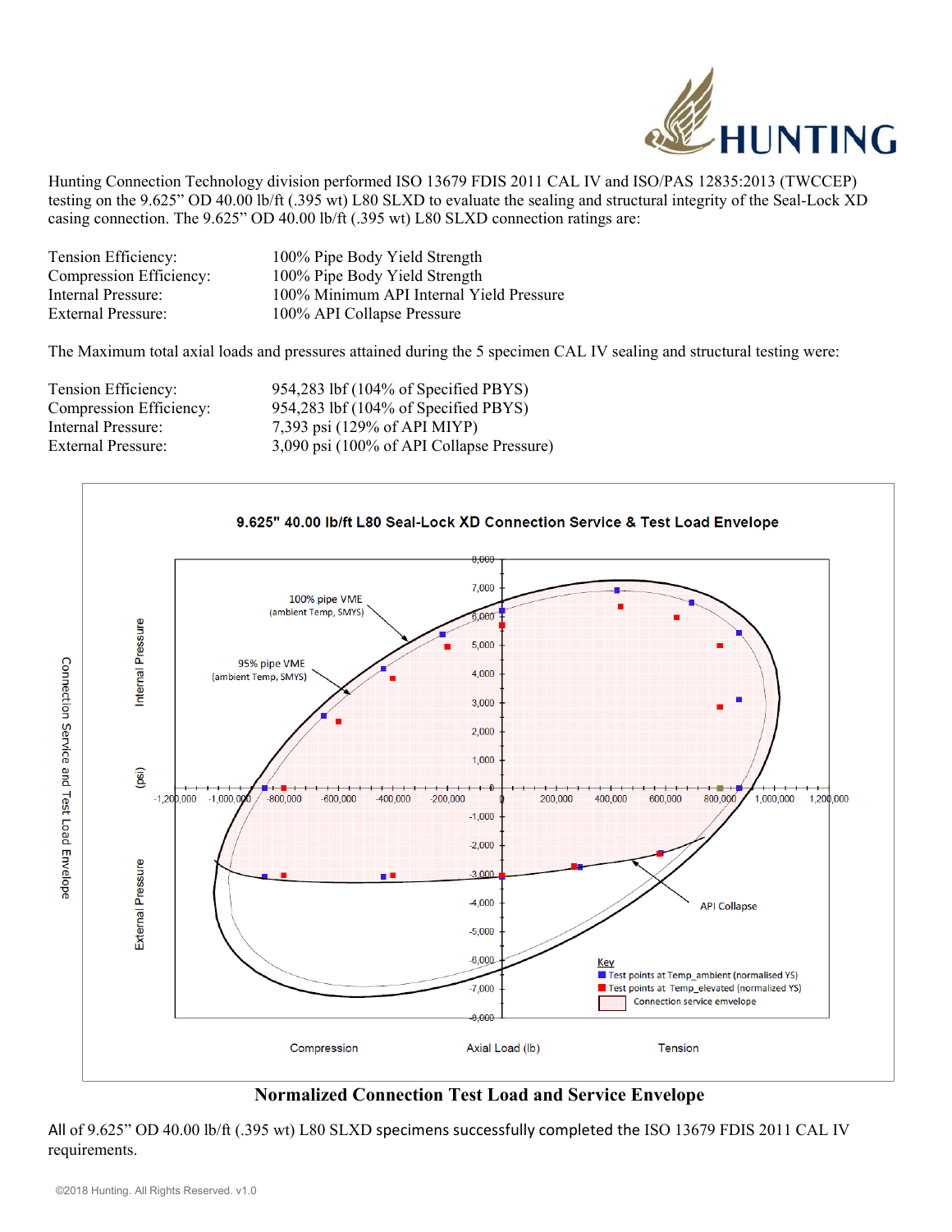Hunting Connection Technology division performed ISO 13679 FDIS 2011 CAL IV and ISO/PAS 12835:2013 (TWCCEP) testing on the 9.625” OD 40.00 lb/ft (.395 wt) L80 SLXD to evaluate the sealing and structural integrity of the Seal-Lock XD casing connection. The 9.625” OD 40.00 lb/ft (.395 wt) L80 SLXD connection ratings are:

| | |
|---|---|
| Tension Efficiency: | 100% Pipe Body Yield Strength |
| Compression Efficiency: | 100% Pipe Body Yield Strength |
| Internal Pressure: | 100% Minimum API Internal Yield Pressure |
| External Pressure: | 100% API Collapse Pressure |

The Maximum total axial loads and pressures attained during the 5 specimen CAL IV sealing and structural testing were:

| | |
|---|---|
| Tension Efficiency: | 954,283 lbf (104% of Specified PBYS) |
| Compression Efficiency: | 954,283 lbf (104% of Specified PBYS) |
| Internal Pressure: | 7,393 psi (129% of API MIYP) |
| External Pressure: | 3,090 psi (100% of API Collapse Pressure) |

**Normalized Connection Test Load and Service Envelope**

All of 9.625” OD 40.00 lb/ft (.395 wt) L80 SLXD specimens successfully completed the ISO 13679 FDIS 2011 CAL IV requirements.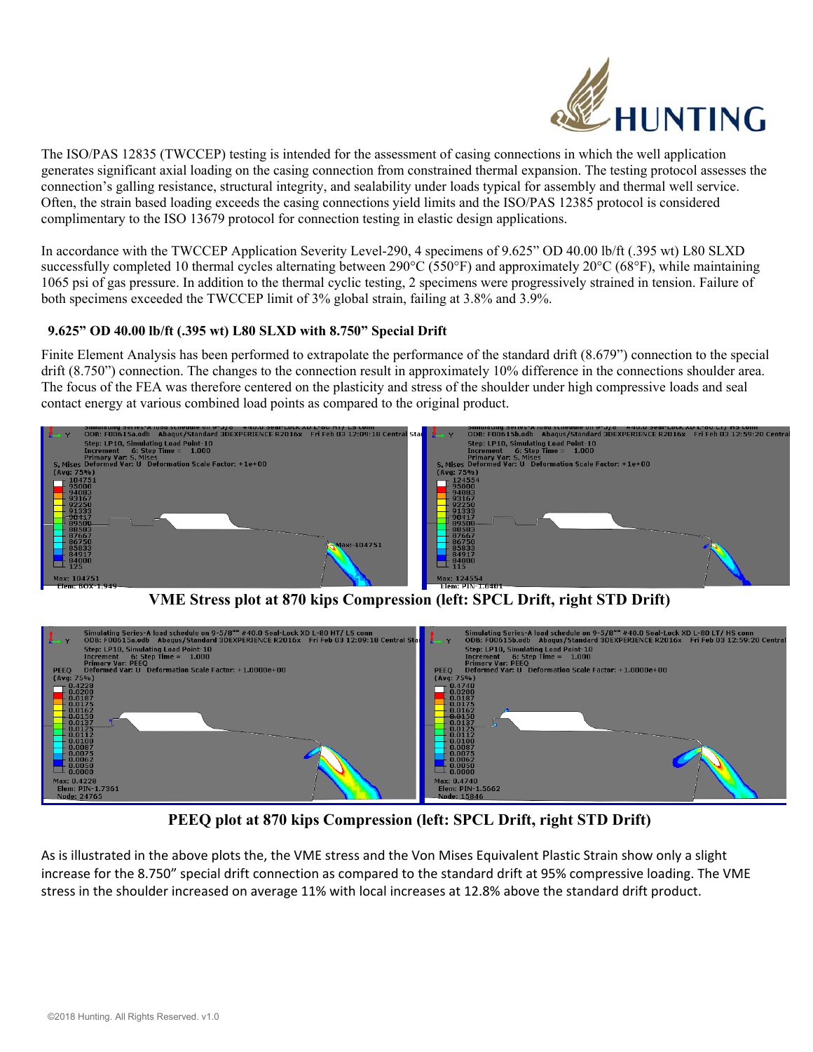The ISO/PAS 12835 (TWCCEP) testing is intended for the assessment of casing connections in which the well application generates significant axial loading on the casing connection from constrained thermal expansion. The testing protocol assesses the connection's galling resistance, structural integrity, and sealability under loads typical for assembly and thermal well service. Often, the strain based loading exceeds the casing connections yield limits and the ISO/PAS 12385 protocol is considered complimentary to the ISO 13679 protocol for connection testing in elastic design applications.

In accordance with the TWCCEP Application Severity Level-290, 4 specimens of 9.625" OD 40.00 lb/ft (.395 wt) L80 SLXD successfully completed 10 thermal cycles alternating between 290°C (550°F) and approximately 20°C (68°F), while maintaining 1065 psi of gas pressure. In addition to the thermal cyclic testing, 2 specimens were progressively strained in tension. Failure of both specimens exceeded the TWCCEP limit of 3% global strain, failing at 3.8% and 3.9%.

### 9.625" OD 40.00 lb/ft (.395 wt) L80 SLXD with 8.750" Special Drift

Finite Element Analysis has been performed to extrapolate the performance of the standard drift (8.679") connection to the special drift (8.750") connection. The changes to the connection result in approximately 10% difference in the connections shoulder area. The focus of the FEA was therefore centered on the plasticity and stress of the shoulder under high compressive loads and seal contact energy at various combined load points as compared to the original product.

**VME Stress plot at 870 kips Compression (left: SPCL Drift, right STD Drift)**

**PEEQ plot at 870 kips Compression (left: SPCL Drift, right STD Drift)**

As is illustrated in the above plots the, the VME stress and the Von Mises Equivalent Plastic Strain show only a slight increase for the 8.750" special drift connection as compared to the standard drift at 95% compressive loading. The VME stress in the shoulder increased on average 11% with local increases at 12.8% above the standard drift product.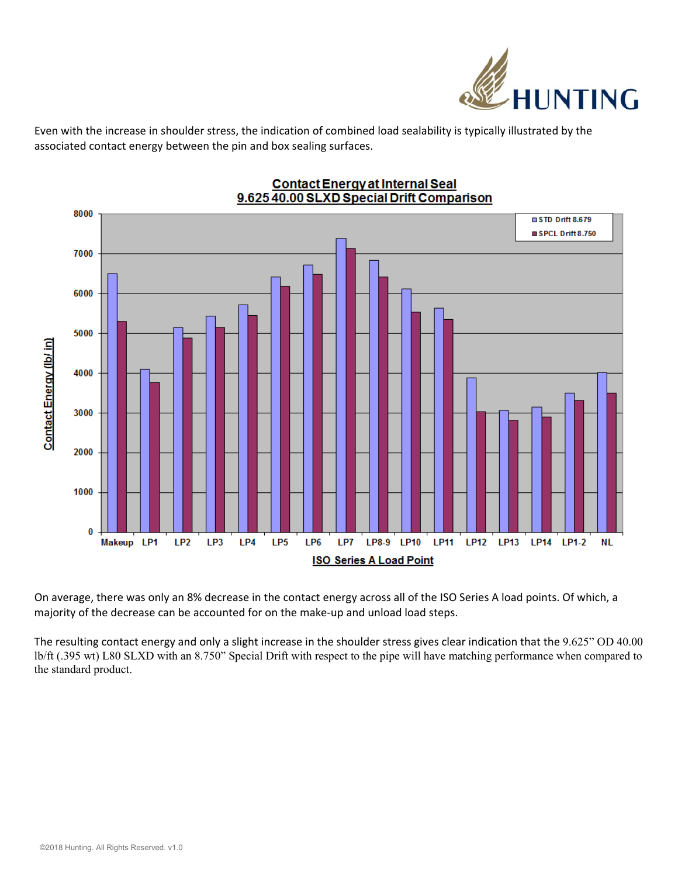Even with the increase in shoulder stress, the indication of combined load sealability is typically illustrated by the associated contact energy between the pin and box sealing surfaces.

Contact Energy at Internal Seal
9.625 40.00 SLXD Special Drift Comparison

STD Drift 8.679
SPCL Drift 8.750

Contact Energy (lb/ in)

0
1000
2000
3000
4000
5000
6000
7000
8000

Makeup LP1 LP2 LP3 LP4 LP5 LP6 LP7 LP8-9 LP10 LP11 LP12 LP13 LP14 LP1-2 NL

ISO Series A Load Point

On average, there was only an 8% decrease in the contact energy across all of the ISO Series A load points. Of which, a majority of the decrease can be accounted for on the make-up and unload load steps.

The resulting contact energy and only a slight increase in the shoulder stress gives clear indication that the 9.625" OD 40.00 lb/ft (.395 wt) L80 SLXD with an 8.750" Special Drift with respect to the pipe will have matching performance when compared to the standard product.